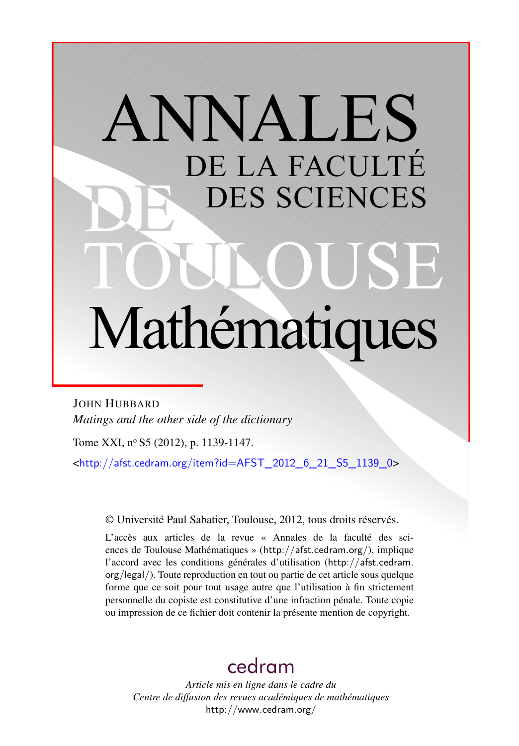# ANNALES DE LA FACULTÉ DES SCIENCES DE TOULOUSE Mathématiques

JOHN HUBBARD

*Matings and the other side of the dictionary*

Tome XXI, n° S5 (2012), p. 1139-1147.

<http://afst.cedram.org/item?id=AFST_2012_6_21_S5_1139_0>

© Université Paul Sabatier, Toulouse, 2012, tous droits réservés.

L'accès aux articles de la revue « Annales de la faculté des sciences de Toulouse Mathématiques » (http://afst.cedram.org/), implique l'accord avec les conditions générales d'utilisation (http://afst.cedram.org/legal/). Toute reproduction en tout ou partie de cet article sous quelque forme que ce soit pour tout usage autre que l'utilisation à fin strictement personnelle du copiste est constitutive d'une infraction pénale. Toute copie ou impression de ce fichier doit contenir la présente mention de copyright.

cedram

*Article mis en ligne dans le cadre du*
*Centre de diffusion des revues académiques de mathématiques*
http://www.cedram.org/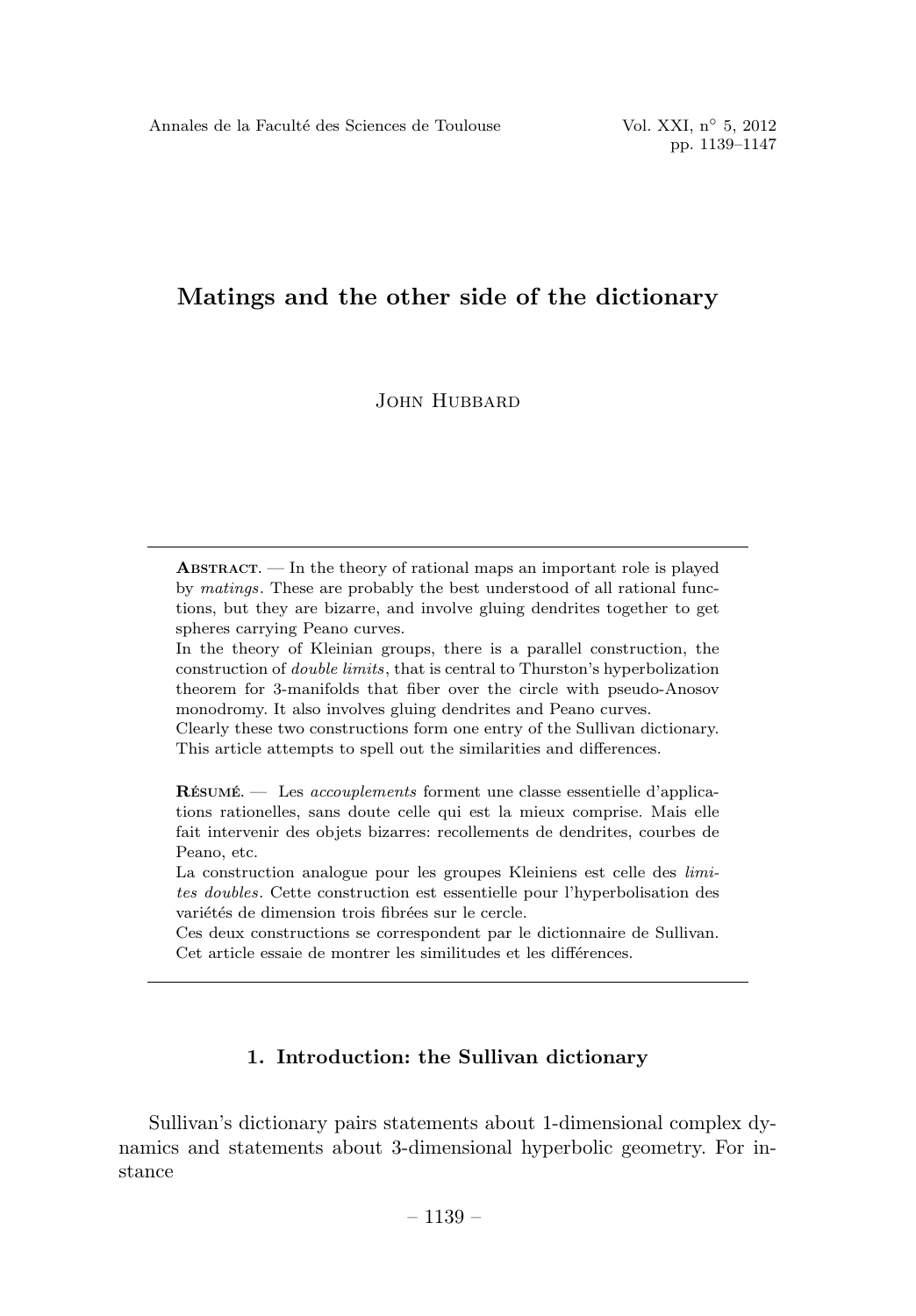# Matings and the other side of the dictionary

John Hubbard

**Abstract.** — In the theory of rational maps an important role is played by *matings*. These are probably the best understood of all rational functions, but they are bizarre, and involve gluing dendrites together to get spheres carrying Peano curves.

In the theory of Kleinian groups, there is a parallel construction, the construction of *double limits*, that is central to Thurston's hyperbolization theorem for 3-manifolds that fiber over the circle with pseudo-Anosov monodromy. It also involves gluing dendrites and Peano curves.

Clearly these two constructions form one entry of the Sullivan dictionary. This article attempts to spell out the similarities and differences.

**Résumé.** — Les *accouplements* forment une classe essentielle d'applications rationelles, sans doute celle qui est la mieux comprise. Mais elle fait intervenir des objets bizarres: recollements de dendrites, courbes de Peano, etc.

La construction analogue pour les groupes Kleiniens est celle des *limites doubles*. Cette construction est essentielle pour l'hyperbolisation des variétés de dimension trois fibrées sur le cercle.

Ces deux constructions se correspondent par le dictionnaire de Sullivan. Cet article essaie de montrer les similitudes et les différences.

## 1. Introduction: the Sullivan dictionary

Sullivan's dictionary pairs statements about 1-dimensional complex dynamics and statements about 3-dimensional hyperbolic geometry. For instance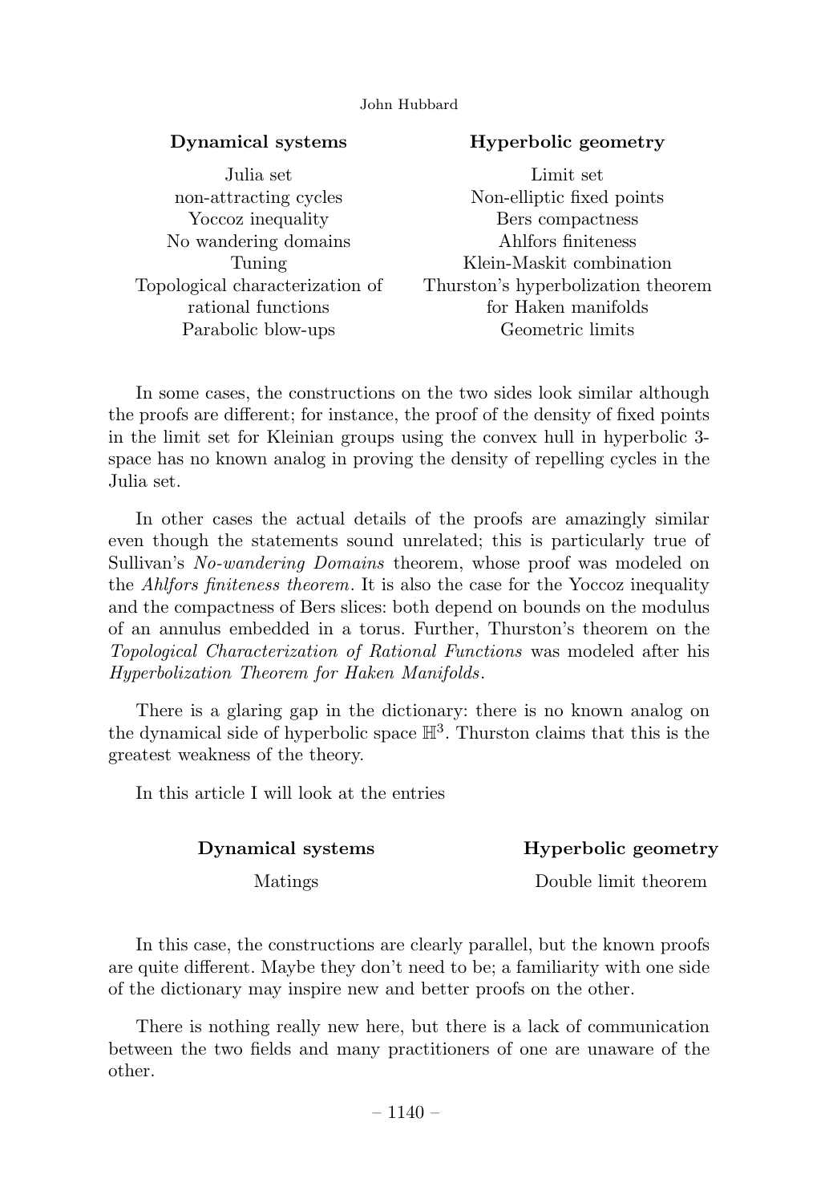| Dynamical systems | Hyperbolic geometry |
|---|---|
| Julia set | Limit set |
| non-attracting cycles | Non-elliptic fixed points |
| Yoccoz inequality | Bers compactness |
| No wandering domains | Ahlfors finiteness |
| Tuning | Klein-Maskit combination |
| Topological characterization of rational functions | Thurston's hyperbolization theorem for Haken manifolds |
| Parabolic blow-ups | Geometric limits |

In some cases, the constructions on the two sides look similar although the proofs are different; for instance, the proof of the density of fixed points in the limit set for Kleinian groups using the convex hull in hyperbolic 3-space has no known analog in proving the density of repelling cycles in the Julia set.

In other cases the actual details of the proofs are amazingly similar even though the statements sound unrelated; this is particularly true of Sullivan's *No-wandering Domains* theorem, whose proof was modeled on the *Ahlfors finiteness theorem*. It is also the case for the Yoccoz inequality and the compactness of Bers slices: both depend on bounds on the modulus of an annulus embedded in a torus. Further, Thurston's theorem on the *Topological Characterization of Rational Functions* was modeled after his *Hyperbolization Theorem for Haken Manifolds*.

There is a glaring gap in the dictionary: there is no known analog on the dynamical side of hyperbolic space $\mathbb{H}^3$. Thurston claims that this is the greatest weakness of the theory.

In this article I will look at the entries

| Dynamical systems | Hyperbolic geometry |
|---|---|
| Matings | Double limit theorem |

In this case, the constructions are clearly parallel, but the known proofs are quite different. Maybe they don't need to be; a familiarity with one side of the dictionary may inspire new and better proofs on the other.

There is nothing really new here, but there is a lack of communication between the two fields and many practitioners of one are unaware of the other.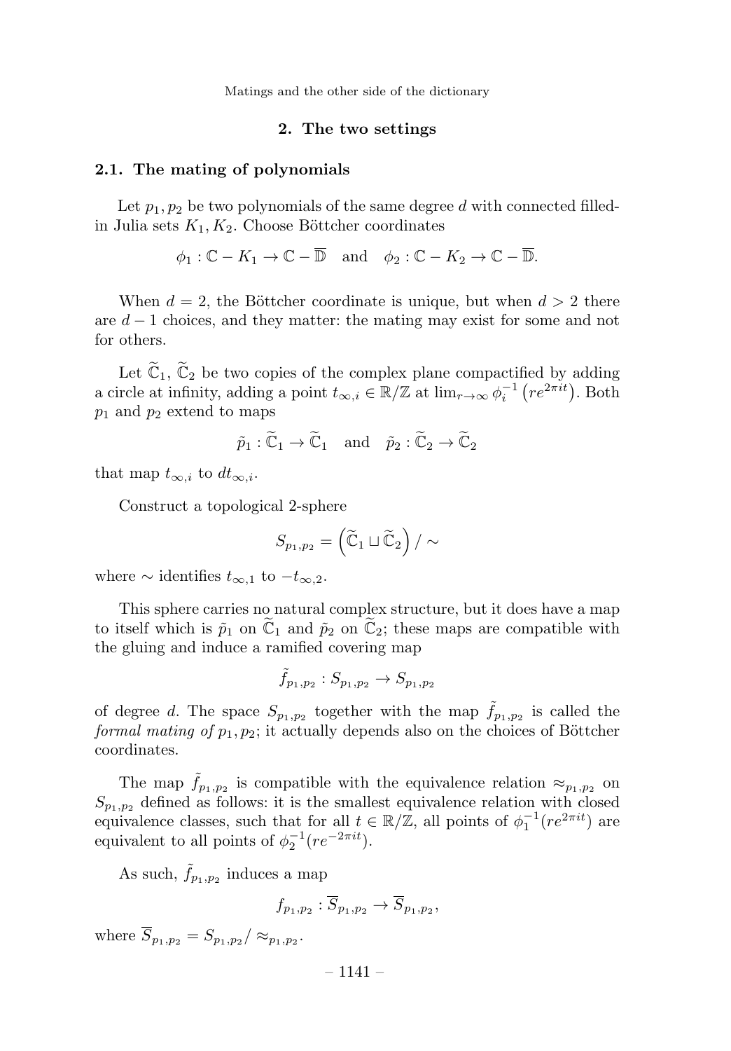## 2. The two settings

### 2.1. The mating of polynomials

Let $p_1, p_2$ be two polynomials of the same degree $d$ with connected filled-in Julia sets $K_1, K_2$. Choose Böttcher coordinates

$$\phi_1 : \mathbb{C} - K_1 \to \mathbb{C} - \overline{\mathbb{D}} \quad \text{and} \quad \phi_2 : \mathbb{C} - K_2 \to \mathbb{C} - \overline{\mathbb{D}}.$$

When $d = 2$, the Böttcher coordinate is unique, but when $d > 2$ there are $d - 1$ choices, and they matter: the mating may exist for some and not for others.

Let $\widetilde{\mathbb{C}}_1$, $\widetilde{\mathbb{C}}_2$ be two copies of the complex plane compactified by adding a circle at infinity, adding a point $t_{\infty,i} \in \mathbb{R}/\mathbb{Z}$ at $\lim_{r\to\infty} \phi_i^{-1}\left(re^{2\pi i t}\right)$. Both $p_1$ and $p_2$ extend to maps

$$\tilde{p}_1 : \widetilde{\mathbb{C}}_1 \to \widetilde{\mathbb{C}}_1 \quad \text{and} \quad \tilde{p}_2 : \widetilde{\mathbb{C}}_2 \to \widetilde{\mathbb{C}}_2$$

that map $t_{\infty,i}$ to $dt_{\infty,i}$.

Construct a topological 2-sphere

$$S_{p_1,p_2} = \left(\widetilde{\mathbb{C}}_1 \sqcup \widetilde{\mathbb{C}}_2\right) / \sim$$

where $\sim$ identifies $t_{\infty,1}$ to $-t_{\infty,2}$.

This sphere carries no natural complex structure, but it does have a map to itself which is $\tilde{p}_1$ on $\widetilde{\mathbb{C}}_1$ and $\tilde{p}_2$ on $\widetilde{\mathbb{C}}_2$; these maps are compatible with the gluing and induce a ramified covering map

$$\tilde{f}_{p_1,p_2} : S_{p_1,p_2} \to S_{p_1,p_2}$$

of degree $d$. The space $S_{p_1,p_2}$ together with the map $\tilde{f}_{p_1,p_2}$ is called the *formal mating of* $p_1, p_2$; it actually depends also on the choices of Böttcher coordinates.

The map $\tilde{f}_{p_1,p_2}$ is compatible with the equivalence relation $\approx_{p_1,p_2}$ on $S_{p_1,p_2}$ defined as follows: it is the smallest equivalence relation with closed equivalence classes, such that for all $t \in \mathbb{R}/\mathbb{Z}$, all points of $\phi_1^{-1}(re^{2\pi i t})$ are equivalent to all points of $\phi_2^{-1}(re^{-2\pi i t})$.

As such, $\tilde{f}_{p_1,p_2}$ induces a map

$$f_{p_1,p_2} : \overline{S}_{p_1,p_2} \to \overline{S}_{p_1,p_2},$$

where $\overline{S}_{p_1,p_2} = S_{p_1,p_2}/ \approx_{p_1,p_2}$.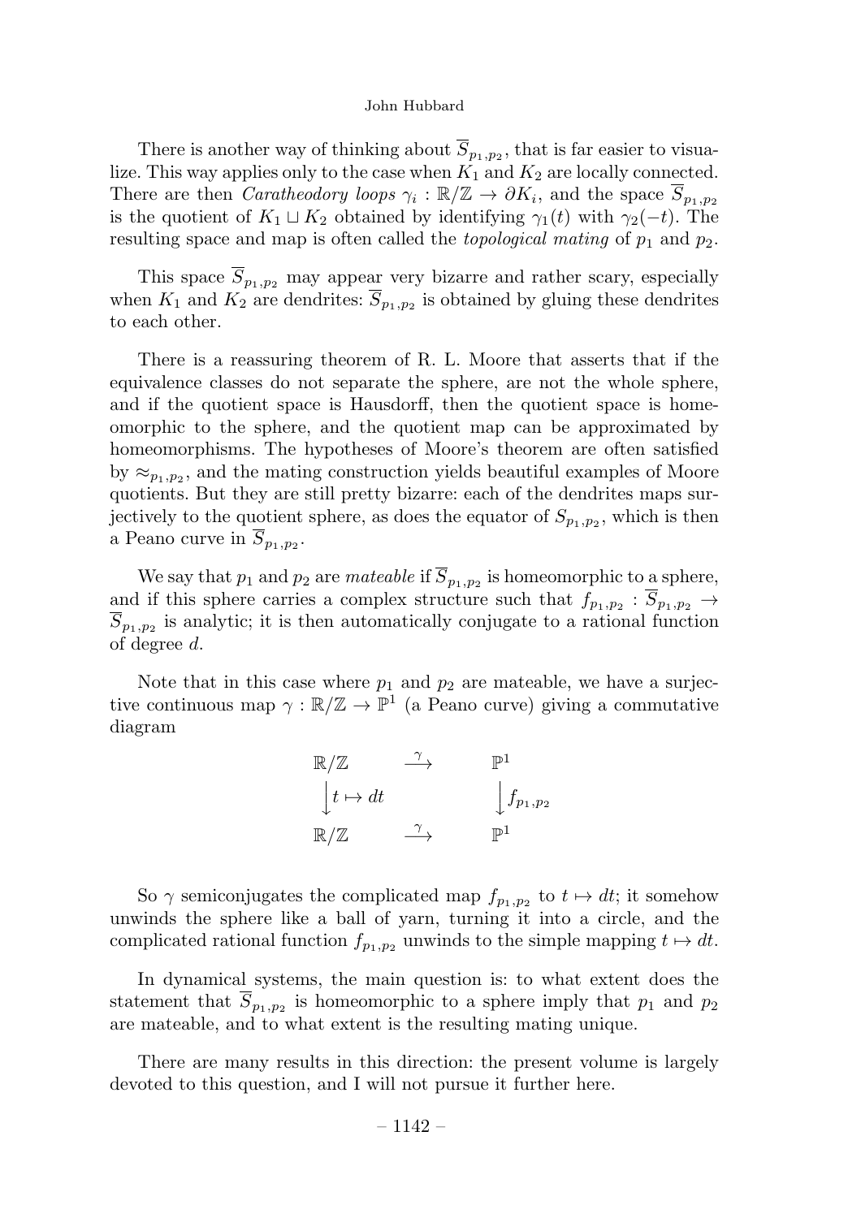There is another way of thinking about $\overline{S}_{p_1,p_2}$, that is far easier to visualize. This way applies only to the case when $K_1$ and $K_2$ are locally connected. There are then *Caratheodory loops* $\gamma_i : \mathbb{R}/\mathbb{Z} \to \partial K_i$, and the space $\overline{S}_{p_1,p_2}$ is the quotient of $K_1 \sqcup K_2$ obtained by identifying $\gamma_1(t)$ with $\gamma_2(-t)$. The resulting space and map is often called the *topological mating* of $p_1$ and $p_2$.

This space $\overline{S}_{p_1,p_2}$ may appear very bizarre and rather scary, especially when $K_1$ and $K_2$ are dendrites: $\overline{S}_{p_1,p_2}$ is obtained by gluing these dendrites to each other.

There is a reassuring theorem of R. L. Moore that asserts that if the equivalence classes do not separate the sphere, are not the whole sphere, and if the quotient space is Hausdorff, then the quotient space is homeomorphic to the sphere, and the quotient map can be approximated by homeomorphisms. The hypotheses of Moore's theorem are often satisfied by $\approx_{p_1,p_2}$, and the mating construction yields beautiful examples of Moore quotients. But they are still pretty bizarre: each of the dendrites maps surjectively to the quotient sphere, as does the equator of $S_{p_1,p_2}$, which is then a Peano curve in $\overline{S}_{p_1,p_2}$.

We say that $p_1$ and $p_2$ are *mateable* if $\overline{S}_{p_1,p_2}$ is homeomorphic to a sphere, and if this sphere carries a complex structure such that $f_{p_1,p_2} : \overline{S}_{p_1,p_2} \to \overline{S}_{p_1,p_2}$ is analytic; it is then automatically conjugate to a rational function of degree $d$.

Note that in this case where $p_1$ and $p_2$ are mateable, we have a surjective continuous map $\gamma : \mathbb{R}/\mathbb{Z} \to \mathbb{P}^1$ (a Peano curve) giving a commutative diagram

$$
\begin{array}{ccc}
\mathbb{R}/\mathbb{Z} & \xrightarrow{\gamma} & \mathbb{P}^1 \\
\Big\downarrow t \mapsto dt & & \Big\downarrow f_{p_1,p_2} \\
\mathbb{R}/\mathbb{Z} & \xrightarrow{\gamma} & \mathbb{P}^1
\end{array}
$$

So $\gamma$ semiconjugates the complicated map $f_{p_1,p_2}$ to $t \mapsto dt$; it somehow unwinds the sphere like a ball of yarn, turning it into a circle, and the complicated rational function $f_{p_1,p_2}$ unwinds to the simple mapping $t \mapsto dt$.

In dynamical systems, the main question is: to what extent does the statement that $\overline{S}_{p_1,p_2}$ is homeomorphic to a sphere imply that $p_1$ and $p_2$ are mateable, and to what extent is the resulting mating unique.

There are many results in this direction: the present volume is largely devoted to this question, and I will not pursue it further here.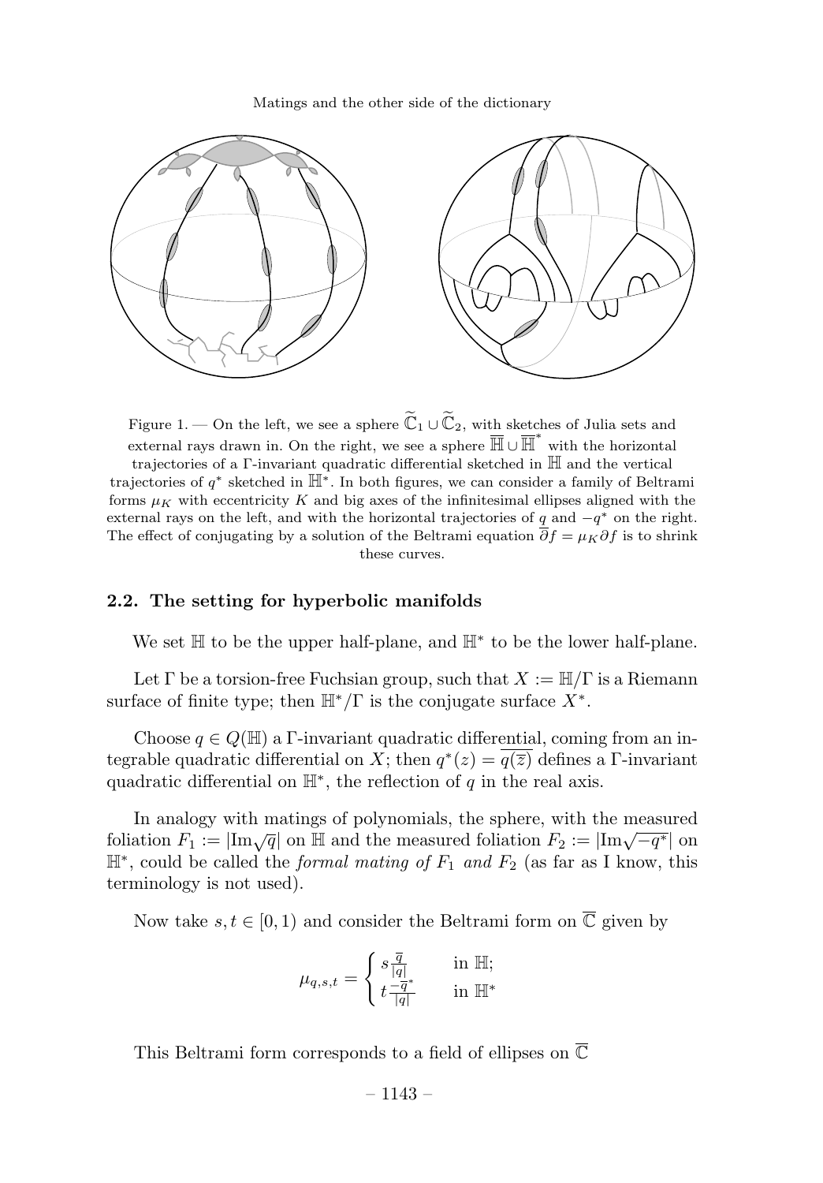Figure 1. — On the left, we see a sphere $\widetilde{\mathbb{C}}_1 \cup \widetilde{\mathbb{C}}_2$, with sketches of Julia sets and external rays drawn in. On the right, we see a sphere $\overline{\mathbb{H}} \cup \overline{\mathbb{H}}^*$ with the horizontal trajectories of a $\Gamma$-invariant quadratic differential sketched in $\mathbb{H}$ and the vertical trajectories of $q^*$ sketched in $\mathbb{H}^*$. In both figures, we can consider a family of Beltrami forms $\mu_K$ with eccentricity $K$ and big axes of the infinitesimal ellipses aligned with the external rays on the left, and with the horizontal trajectories of $q$ and $-q^*$ on the right. The effect of conjugating by a solution of the Beltrami equation $\overline{\partial} f = \mu_K \partial f$ is to shrink these curves.

## 2.2. The setting for hyperbolic manifolds

We set $\mathbb{H}$ to be the upper half-plane, and $\mathbb{H}^*$ to be the lower half-plane.

Let $\Gamma$ be a torsion-free Fuchsian group, such that $X := \mathbb{H}/\Gamma$ is a Riemann surface of finite type; then $\mathbb{H}^*/\Gamma$ is the conjugate surface $X^*$.

Choose $q \in Q(\mathbb{H})$ a $\Gamma$-invariant quadratic differential, coming from an integrable quadratic differential on $X$; then $q^*(z) = \overline{q(\overline{z})}$ defines a $\Gamma$-invariant quadratic differential on $\mathbb{H}^*$, the reflection of $q$ in the real axis.

In analogy with matings of polynomials, the sphere, with the measured foliation $F_1 := |\mathrm{Im}\sqrt{q}|$ on $\mathbb{H}$ and the measured foliation $F_2 := |\mathrm{Im}\sqrt{-q^*}|$ on $\mathbb{H}^*$, could be called the *formal mating of $F_1$ and $F_2$* (as far as I know, this terminology is not used).

Now take $s, t \in [0, 1)$ and consider the Beltrami form on $\overline{\mathbb{C}}$ given by

$$\mu_{q,s,t} = \begin{cases} s\frac{\overline{q}}{|q|} & \text{in } \mathbb{H}; \\ t\frac{-\overline{q}^*}{|q|} & \text{in } \mathbb{H}^* \end{cases}$$

This Beltrami form corresponds to a field of ellipses on $\overline{\mathbb{C}}$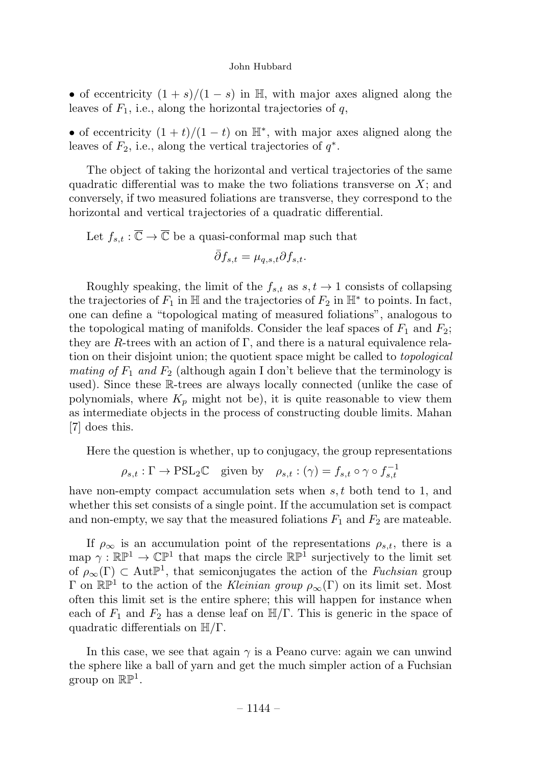• of eccentricity $(1+s)/(1-s)$ in $\mathbb{H}$, with major axes aligned along the leaves of $F_1$, i.e., along the horizontal trajectories of $q$,

• of eccentricity $(1+t)/(1-t)$ on $\mathbb{H}^*$, with major axes aligned along the leaves of $F_2$, i.e., along the vertical trajectories of $q^*$.

The object of taking the horizontal and vertical trajectories of the same quadratic differential was to make the two foliations transverse on $X$; and conversely, if two measured foliations are transverse, they correspond to the horizontal and vertical trajectories of a quadratic differential.

Let $f_{s,t} : \overline{\mathbb{C}} \to \overline{\mathbb{C}}$ be a quasi-conformal map such that

$$\bar{\partial} f_{s,t} = \mu_{q,s,t} \partial f_{s,t}.$$

Roughly speaking, the limit of the $f_{s,t}$ as $s, t \to 1$ consists of collapsing the trajectories of $F_1$ in $\mathbb{H}$ and the trajectories of $F_2$ in $\mathbb{H}^*$ to points. In fact, one can define a "topological mating of measured foliations", analogous to the topological mating of manifolds. Consider the leaf spaces of $F_1$ and $F_2$; they are $R$-trees with an action of $\Gamma$, and there is a natural equivalence relation on their disjoint union; the quotient space might be called to *topological mating of* $F_1$ *and* $F_2$ (although again I don't believe that the terminology is used). Since these $\mathbb{R}$-trees are always locally connected (unlike the case of polynomials, where $K_p$ might not be), it is quite reasonable to view them as intermediate objects in the process of constructing double limits. Mahan [7] does this.

Here the question is whether, up to conjugacy, the group representations

$$\rho_{s,t} : \Gamma \to \mathrm{PSL}_2\mathbb{C} \quad \text{given by} \quad \rho_{s,t} : (\gamma) = f_{s,t} \circ \gamma \circ f_{s,t}^{-1}$$

have non-empty compact accumulation sets when $s, t$ both tend to 1, and whether this set consists of a single point. If the accumulation set is compact and non-empty, we say that the measured foliations $F_1$ and $F_2$ are mateable.

If $\rho_\infty$ is an accumulation point of the representations $\rho_{s,t}$, there is a map $\gamma : \mathbb{RP}^1 \to \mathbb{CP}^1$ that maps the circle $\mathbb{RP}^1$ surjectively to the limit set of $\rho_\infty(\Gamma) \subset \mathrm{Aut}\mathbb{P}^1$, that semiconjugates the action of the *Fuchsian* group $\Gamma$ on $\mathbb{RP}^1$ to the action of the *Kleinian group* $\rho_\infty(\Gamma)$ on its limit set. Most often this limit set is the entire sphere; this will happen for instance when each of $F_1$ and $F_2$ has a dense leaf on $\mathbb{H}/\Gamma$. This is generic in the space of quadratic differentials on $\mathbb{H}/\Gamma$.

In this case, we see that again $\gamma$ is a Peano curve: again we can unwind the sphere like a ball of yarn and get the much simpler action of a Fuchsian group on $\mathbb{RP}^1$.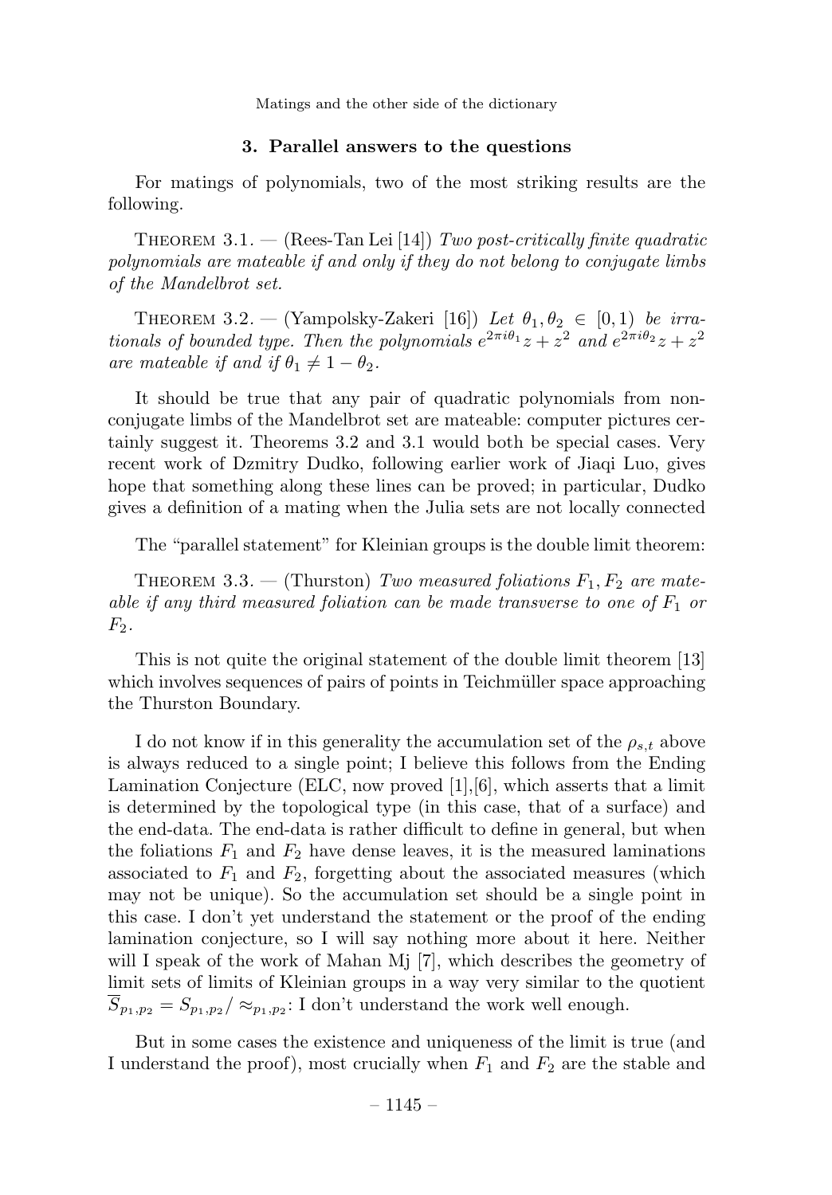## 3. Parallel answers to the questions

For matings of polynomials, two of the most striking results are the following.

Theorem 3.1. — (Rees-Tan Lei [14]) *Two post-critically finite quadratic polynomials are mateable if and only if they do not belong to conjugate limbs of the Mandelbrot set.*

Theorem 3.2. — (Yampolsky-Zakeri [16]) *Let $\theta_1, \theta_2 \in [0,1)$ be irrationals of bounded type. Then the polynomials $e^{2\pi i\theta_1}z + z^2$ and $e^{2\pi i\theta_2}z + z^2$ are mateable if and if $\theta_1 \neq 1 - \theta_2$.*

It should be true that any pair of quadratic polynomials from non-conjugate limbs of the Mandelbrot set are mateable: computer pictures certainly suggest it. Theorems 3.2 and 3.1 would both be special cases. Very recent work of Dzmitry Dudko, following earlier work of Jiaqi Luo, gives hope that something along these lines can be proved; in particular, Dudko gives a definition of a mating when the Julia sets are not locally connected

The "parallel statement" for Kleinian groups is the double limit theorem:

Theorem 3.3. — (Thurston) *Two measured foliations $F_1, F_2$ are mateable if any third measured foliation can be made transverse to one of $F_1$ or $F_2$.*

This is not quite the original statement of the double limit theorem [13] which involves sequences of pairs of points in Teichmüller space approaching the Thurston Boundary.

I do not know if in this generality the accumulation set of the $\rho_{s,t}$ above is always reduced to a single point; I believe this follows from the Ending Lamination Conjecture (ELC, now proved [1],[6], which asserts that a limit is determined by the topological type (in this case, that of a surface) and the end-data. The end-data is rather difficult to define in general, but when the foliations $F_1$ and $F_2$ have dense leaves, it is the measured laminations associated to $F_1$ and $F_2$, forgetting about the associated measures (which may not be unique). So the accumulation set should be a single point in this case. I don't yet understand the statement or the proof of the ending lamination conjecture, so I will say nothing more about it here. Neither will I speak of the work of Mahan Mj [7], which describes the geometry of limit sets of limits of Kleinian groups in a way very similar to the quotient $\overline{S}_{p_1,p_2} = S_{p_1,p_2}/\approx_{p_1,p_2}$: I don't understand the work well enough.

But in some cases the existence and uniqueness of the limit is true (and I understand the proof), most crucially when $F_1$ and $F_2$ are the stable and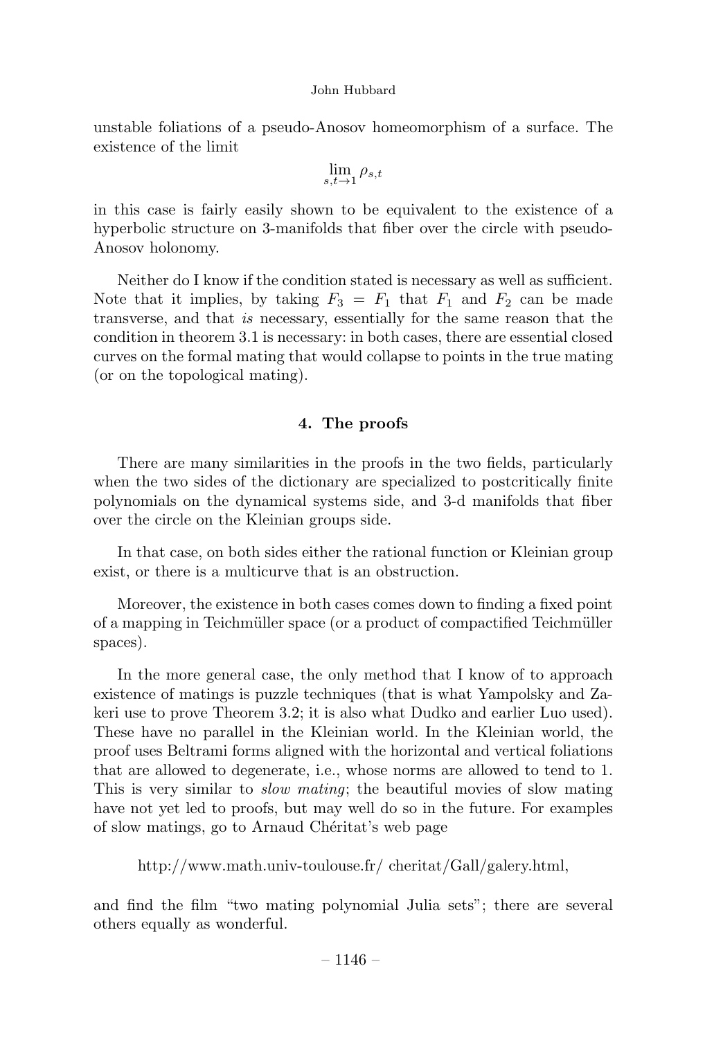unstable foliations of a pseudo-Anosov homeomorphism of a surface. The existence of the limit

$$\lim_{s,t\to 1} \rho_{s,t}$$

in this case is fairly easily shown to be equivalent to the existence of a hyperbolic structure on 3-manifolds that fiber over the circle with pseudo-Anosov holonomy.

Neither do I know if the condition stated is necessary as well as sufficient. Note that it implies, by taking $F_3 = F_1$ that $F_1$ and $F_2$ can be made transverse, and that *is* necessary, essentially for the same reason that the condition in theorem 3.1 is necessary: in both cases, there are essential closed curves on the formal mating that would collapse to points in the true mating (or on the topological mating).

## 4. The proofs

There are many similarities in the proofs in the two fields, particularly when the two sides of the dictionary are specialized to postcritically finite polynomials on the dynamical systems side, and 3-d manifolds that fiber over the circle on the Kleinian groups side.

In that case, on both sides either the rational function or Kleinian group exist, or there is a multicurve that is an obstruction.

Moreover, the existence in both cases comes down to finding a fixed point of a mapping in Teichmüller space (or a product of compactified Teichmüller spaces).

In the more general case, the only method that I know of to approach existence of matings is puzzle techniques (that is what Yampolsky and Zakeri use to prove Theorem 3.2; it is also what Dudko and earlier Luo used). These have no parallel in the Kleinian world. In the Kleinian world, the proof uses Beltrami forms aligned with the horizontal and vertical foliations that are allowed to degenerate, i.e., whose norms are allowed to tend to 1. This is very similar to *slow mating*; the beautiful movies of slow mating have not yet led to proofs, but may well do so in the future. For examples of slow matings, go to Arnaud Chéritat's web page

http://www.math.univ-toulouse.fr/ cheritat/Gall/galery.html,

and find the film "two mating polynomial Julia sets"; there are several others equally as wonderful.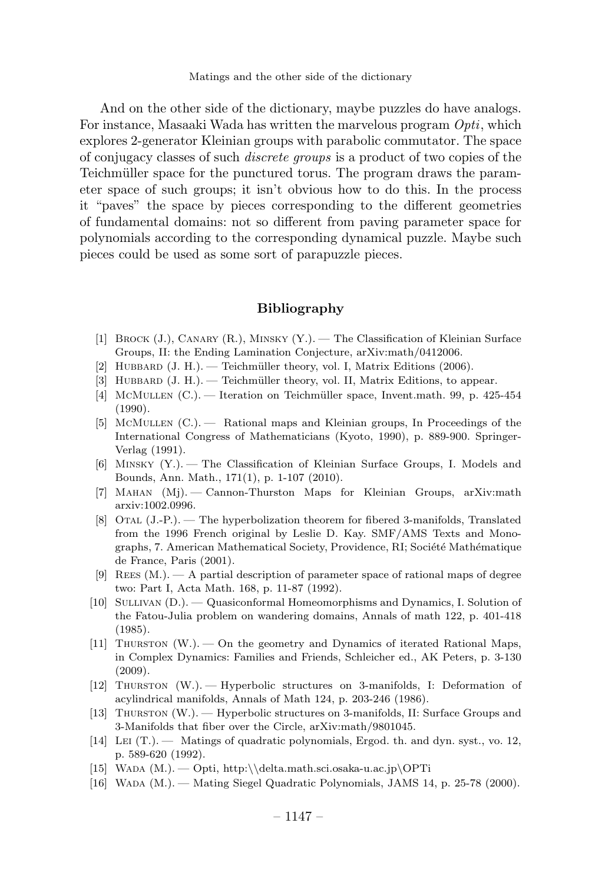And on the other side of the dictionary, maybe puzzles do have analogs. For instance, Masaaki Wada has written the marvelous program *Opti*, which explores 2-generator Kleinian groups with parabolic commutator. The space of conjugacy classes of such *discrete groups* is a product of two copies of the Teichmüller space for the punctured torus. The program draws the parameter space of such groups; it isn't obvious how to do this. In the process it "paves" the space by pieces corresponding to the different geometries of fundamental domains: not so different from paving parameter space for polynomials according to the corresponding dynamical puzzle. Maybe such pieces could be used as some sort of parapuzzle pieces.

## Bibliography

[1] Brock (J.), Canary (R.), Minsky (Y.). — The Classification of Kleinian Surface Groups, II: the Ending Lamination Conjecture, arXiv:math/0412006.

[2] Hubbard (J. H.). — Teichmüller theory, vol. I, Matrix Editions (2006).

[3] Hubbard (J. H.). — Teichmüller theory, vol. II, Matrix Editions, to appear.

[4] McMullen (C.). — Iteration on Teichmüller space, Invent.math. 99, p. 425-454 (1990).

[5] McMullen (C.). — Rational maps and Kleinian groups, In Proceedings of the International Congress of Mathematicians (Kyoto, 1990), p. 889-900. Springer-Verlag (1991).

[6] Minsky (Y.). — The Classification of Kleinian Surface Groups, I. Models and Bounds, Ann. Math., 171(1), p. 1-107 (2010).

[7] Mahan (Mj). — Cannon-Thurston Maps for Kleinian Groups, arXiv:math arxiv:1002.0996.

[8] Otal (J.-P.). — The hyperbolization theorem for fibered 3-manifolds, Translated from the 1996 French original by Leslie D. Kay. SMF/AMS Texts and Monographs, 7. American Mathematical Society, Providence, RI; Société Mathématique de France, Paris (2001).

[9] Rees (M.). — A partial description of parameter space of rational maps of degree two: Part I, Acta Math. 168, p. 11-87 (1992).

[10] Sullivan (D.). — Quasiconformal Homeomorphisms and Dynamics, I. Solution of the Fatou-Julia problem on wandering domains, Annals of math 122, p. 401-418 (1985).

[11] Thurston (W.). — On the geometry and Dynamics of iterated Rational Maps, in Complex Dynamics: Families and Friends, Schleicher ed., AK Peters, p. 3-130 (2009).

[12] Thurston (W.). — Hyperbolic structures on 3-manifolds, I: Deformation of acylindrical manifolds, Annals of Math 124, p. 203-246 (1986).

[13] Thurston (W.). — Hyperbolic structures on 3-manifolds, II: Surface Groups and 3-Manifolds that fiber over the Circle, arXiv:math/9801045.

[14] Lei (T.). — Matings of quadratic polynomials, Ergod. th. and dyn. syst., vo. 12, p. 589-620 (1992).

[15] Wada (M.). — Opti, http:\\delta.math.sci.osaka-u.ac.jp\OPTi

[16] Wada (M.). — Mating Siegel Quadratic Polynomials, JAMS 14, p. 25-78 (2000).